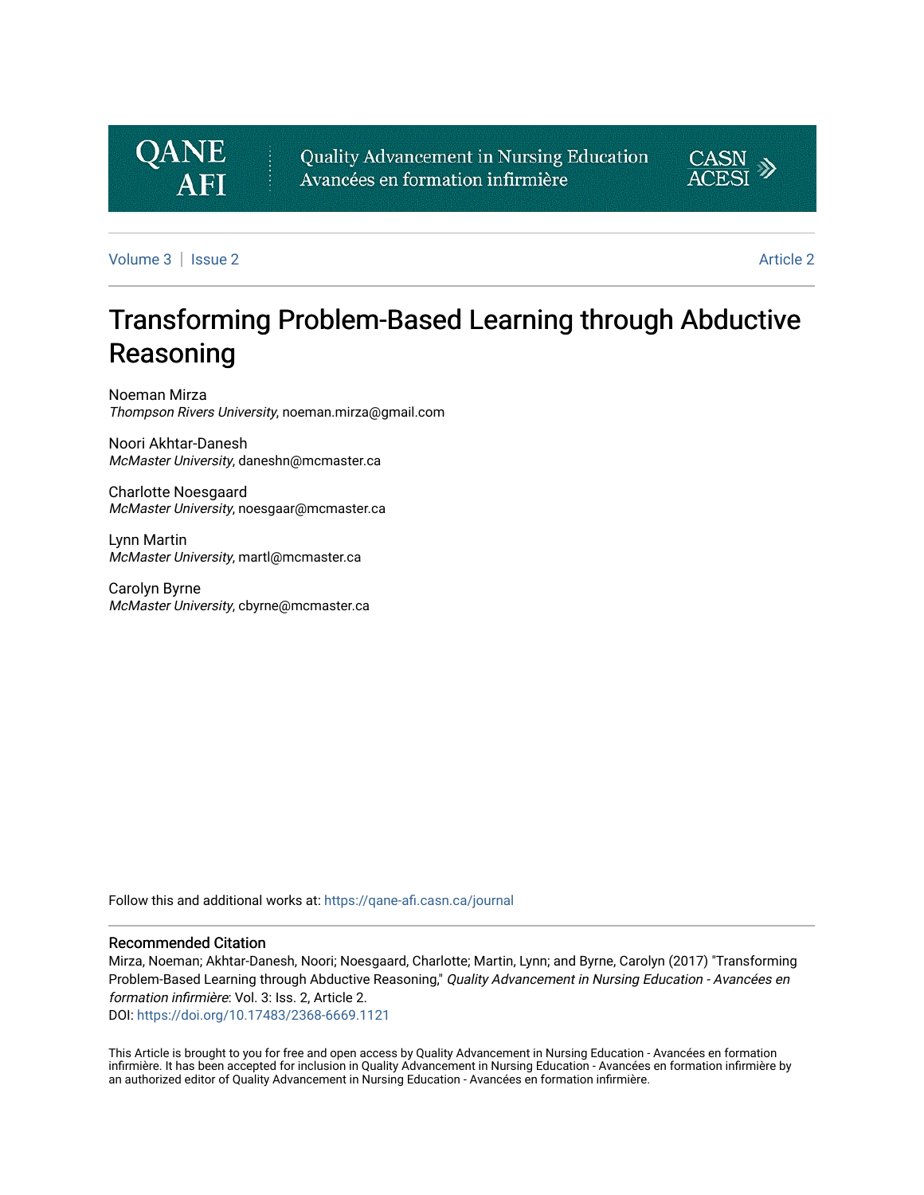QANE AFI

Quality Advancement in Nursing Education
Avancées en formation infirmière

CASN ACESI

Volume 3 | Issue 2 Article 2

# Transforming Problem-Based Learning through Abductive Reasoning

Noeman Mirza
*Thompson Rivers University*, noeman.mirza@gmail.com

Noori Akhtar-Danesh
*McMaster University*, daneshn@mcmaster.ca

Charlotte Noesgaard
*McMaster University*, noesgaar@mcmaster.ca

Lynn Martin
*McMaster University*, martl@mcmaster.ca

Carolyn Byrne
*McMaster University*, cbyrne@mcmaster.ca

Follow this and additional works at: https://qane-afi.casn.ca/journal

## Recommended Citation

Mirza, Noeman; Akhtar-Danesh, Noori; Noesgaard, Charlotte; Martin, Lynn; and Byrne, Carolyn (2017) "Transforming Problem-Based Learning through Abductive Reasoning," *Quality Advancement in Nursing Education - Avancées en formation infirmière*: Vol. 3: Iss. 2, Article 2.
DOI: https://doi.org/10.17483/2368-6669.1121

This Article is brought to you for free and open access by Quality Advancement in Nursing Education - Avancées en formation infirmière. It has been accepted for inclusion in Quality Advancement in Nursing Education - Avancées en formation infirmière by an authorized editor of Quality Advancement in Nursing Education - Avancées en formation infirmière.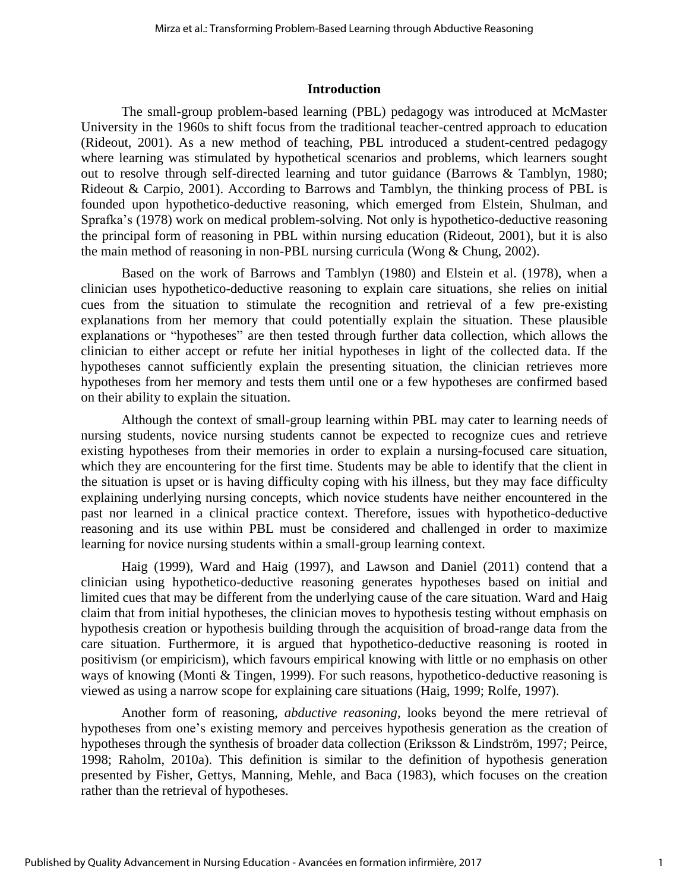## Introduction

The small-group problem-based learning (PBL) pedagogy was introduced at McMaster University in the 1960s to shift focus from the traditional teacher-centred approach to education (Rideout, 2001). As a new method of teaching, PBL introduced a student-centred pedagogy where learning was stimulated by hypothetical scenarios and problems, which learners sought out to resolve through self-directed learning and tutor guidance (Barrows & Tamblyn, 1980; Rideout & Carpio, 2001). According to Barrows and Tamblyn, the thinking process of PBL is founded upon hypothetico-deductive reasoning, which emerged from Elstein, Shulman, and Sprafka's (1978) work on medical problem-solving. Not only is hypothetico-deductive reasoning the principal form of reasoning in PBL within nursing education (Rideout, 2001), but it is also the main method of reasoning in non-PBL nursing curricula (Wong & Chung, 2002).

Based on the work of Barrows and Tamblyn (1980) and Elstein et al. (1978), when a clinician uses hypothetico-deductive reasoning to explain care situations, she relies on initial cues from the situation to stimulate the recognition and retrieval of a few pre-existing explanations from her memory that could potentially explain the situation. These plausible explanations or "hypotheses" are then tested through further data collection, which allows the clinician to either accept or refute her initial hypotheses in light of the collected data. If the hypotheses cannot sufficiently explain the presenting situation, the clinician retrieves more hypotheses from her memory and tests them until one or a few hypotheses are confirmed based on their ability to explain the situation.

Although the context of small-group learning within PBL may cater to learning needs of nursing students, novice nursing students cannot be expected to recognize cues and retrieve existing hypotheses from their memories in order to explain a nursing-focused care situation, which they are encountering for the first time. Students may be able to identify that the client in the situation is upset or is having difficulty coping with his illness, but they may face difficulty explaining underlying nursing concepts, which novice students have neither encountered in the past nor learned in a clinical practice context. Therefore, issues with hypothetico-deductive reasoning and its use within PBL must be considered and challenged in order to maximize learning for novice nursing students within a small-group learning context.

Haig (1999), Ward and Haig (1997), and Lawson and Daniel (2011) contend that a clinician using hypothetico-deductive reasoning generates hypotheses based on initial and limited cues that may be different from the underlying cause of the care situation. Ward and Haig claim that from initial hypotheses, the clinician moves to hypothesis testing without emphasis on hypothesis creation or hypothesis building through the acquisition of broad-range data from the care situation. Furthermore, it is argued that hypothetico-deductive reasoning is rooted in positivism (or empiricism), which favours empirical knowing with little or no emphasis on other ways of knowing (Monti & Tingen, 1999). For such reasons, hypothetico-deductive reasoning is viewed as using a narrow scope for explaining care situations (Haig, 1999; Rolfe, 1997).

Another form of reasoning, *abductive reasoning*, looks beyond the mere retrieval of hypotheses from one's existing memory and perceives hypothesis generation as the creation of hypotheses through the synthesis of broader data collection (Eriksson & Lindström, 1997; Peirce, 1998; Raholm, 2010a). This definition is similar to the definition of hypothesis generation presented by Fisher, Gettys, Manning, Mehle, and Baca (1983), which focuses on the creation rather than the retrieval of hypotheses.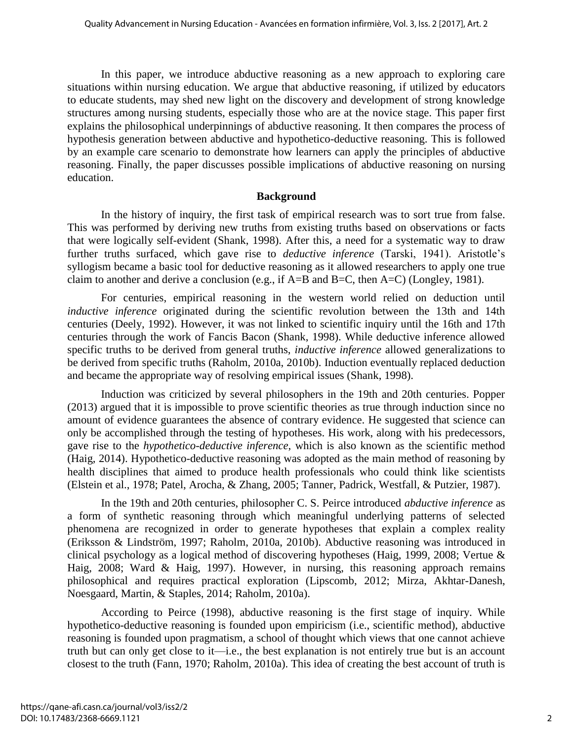In this paper, we introduce abductive reasoning as a new approach to exploring care situations within nursing education. We argue that abductive reasoning, if utilized by educators to educate students, may shed new light on the discovery and development of strong knowledge structures among nursing students, especially those who are at the novice stage. This paper first explains the philosophical underpinnings of abductive reasoning. It then compares the process of hypothesis generation between abductive and hypothetico-deductive reasoning. This is followed by an example care scenario to demonstrate how learners can apply the principles of abductive reasoning. Finally, the paper discusses possible implications of abductive reasoning on nursing education.

## Background

In the history of inquiry, the first task of empirical research was to sort true from false. This was performed by deriving new truths from existing truths based on observations or facts that were logically self-evident (Shank, 1998). After this, a need for a systematic way to draw further truths surfaced, which gave rise to *deductive inference* (Tarski, 1941). Aristotle's syllogism became a basic tool for deductive reasoning as it allowed researchers to apply one true claim to another and derive a conclusion (e.g., if A=B and B=C, then A=C) (Longley, 1981).

For centuries, empirical reasoning in the western world relied on deduction until *inductive inference* originated during the scientific revolution between the 13th and 14th centuries (Deely, 1992). However, it was not linked to scientific inquiry until the 16th and 17th centuries through the work of Fancis Bacon (Shank, 1998). While deductive inference allowed specific truths to be derived from general truths, *inductive inference* allowed generalizations to be derived from specific truths (Raholm, 2010a, 2010b). Induction eventually replaced deduction and became the appropriate way of resolving empirical issues (Shank, 1998).

Induction was criticized by several philosophers in the 19th and 20th centuries. Popper (2013) argued that it is impossible to prove scientific theories as true through induction since no amount of evidence guarantees the absence of contrary evidence. He suggested that science can only be accomplished through the testing of hypotheses. His work, along with his predecessors, gave rise to the *hypothetico-deductive inference*, which is also known as the scientific method (Haig, 2014). Hypothetico-deductive reasoning was adopted as the main method of reasoning by health disciplines that aimed to produce health professionals who could think like scientists (Elstein et al., 1978; Patel, Arocha, & Zhang, 2005; Tanner, Padrick, Westfall, & Putzier, 1987).

In the 19th and 20th centuries, philosopher C. S. Peirce introduced *abductive inference* as a form of synthetic reasoning through which meaningful underlying patterns of selected phenomena are recognized in order to generate hypotheses that explain a complex reality (Eriksson & Lindström, 1997; Raholm, 2010a, 2010b). Abductive reasoning was introduced in clinical psychology as a logical method of discovering hypotheses (Haig, 1999, 2008; Vertue & Haig, 2008; Ward & Haig, 1997). However, in nursing, this reasoning approach remains philosophical and requires practical exploration (Lipscomb, 2012; Mirza, Akhtar-Danesh, Noesgaard, Martin, & Staples, 2014; Raholm, 2010a).

According to Peirce (1998), abductive reasoning is the first stage of inquiry. While hypothetico-deductive reasoning is founded upon empiricism (i.e., scientific method), abductive reasoning is founded upon pragmatism, a school of thought which views that one cannot achieve truth but can only get close to it—i.e., the best explanation is not entirely true but is an account closest to the truth (Fann, 1970; Raholm, 2010a). This idea of creating the best account of truth is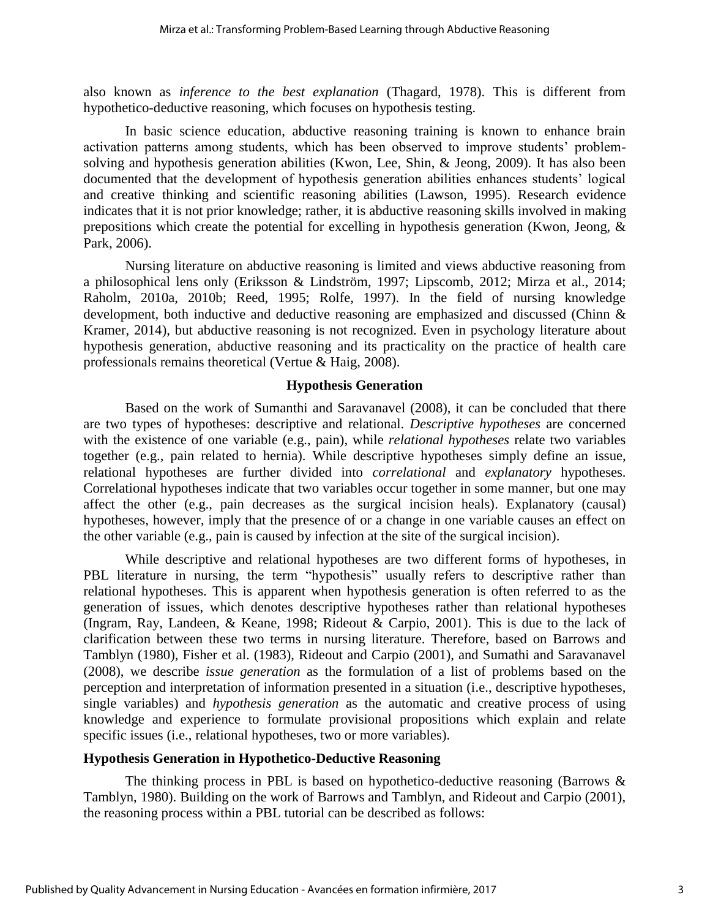also known as *inference to the best explanation* (Thagard, 1978). This is different from hypothetico-deductive reasoning, which focuses on hypothesis testing.

In basic science education, abductive reasoning training is known to enhance brain activation patterns among students, which has been observed to improve students' problem-solving and hypothesis generation abilities (Kwon, Lee, Shin, & Jeong, 2009). It has also been documented that the development of hypothesis generation abilities enhances students' logical and creative thinking and scientific reasoning abilities (Lawson, 1995). Research evidence indicates that it is not prior knowledge; rather, it is abductive reasoning skills involved in making prepositions which create the potential for excelling in hypothesis generation (Kwon, Jeong, & Park, 2006).

Nursing literature on abductive reasoning is limited and views abductive reasoning from a philosophical lens only (Eriksson & Lindström, 1997; Lipscomb, 2012; Mirza et al., 2014; Raholm, 2010a, 2010b; Reed, 1995; Rolfe, 1997). In the field of nursing knowledge development, both inductive and deductive reasoning are emphasized and discussed (Chinn & Kramer, 2014), but abductive reasoning is not recognized. Even in psychology literature about hypothesis generation, abductive reasoning and its practicality on the practice of health care professionals remains theoretical (Vertue & Haig, 2008).

## Hypothesis Generation

Based on the work of Sumanthi and Saravanavel (2008), it can be concluded that there are two types of hypotheses: descriptive and relational. *Descriptive hypotheses* are concerned with the existence of one variable (e.g., pain), while *relational hypotheses* relate two variables together (e.g., pain related to hernia). While descriptive hypotheses simply define an issue, relational hypotheses are further divided into *correlational* and *explanatory* hypotheses. Correlational hypotheses indicate that two variables occur together in some manner, but one may affect the other (e.g., pain decreases as the surgical incision heals). Explanatory (causal) hypotheses, however, imply that the presence of or a change in one variable causes an effect on the other variable (e.g., pain is caused by infection at the site of the surgical incision).

While descriptive and relational hypotheses are two different forms of hypotheses, in PBL literature in nursing, the term "hypothesis" usually refers to descriptive rather than relational hypotheses. This is apparent when hypothesis generation is often referred to as the generation of issues, which denotes descriptive hypotheses rather than relational hypotheses (Ingram, Ray, Landeen, & Keane, 1998; Rideout & Carpio, 2001). This is due to the lack of clarification between these two terms in nursing literature. Therefore, based on Barrows and Tamblyn (1980), Fisher et al. (1983), Rideout and Carpio (2001), and Sumathi and Saravanavel (2008), we describe *issue generation* as the formulation of a list of problems based on the perception and interpretation of information presented in a situation (i.e., descriptive hypotheses, single variables) and *hypothesis generation* as the automatic and creative process of using knowledge and experience to formulate provisional propositions which explain and relate specific issues (i.e., relational hypotheses, two or more variables).

### Hypothesis Generation in Hypothetico-Deductive Reasoning

The thinking process in PBL is based on hypothetico-deductive reasoning (Barrows & Tamblyn, 1980). Building on the work of Barrows and Tamblyn, and Rideout and Carpio (2001), the reasoning process within a PBL tutorial can be described as follows: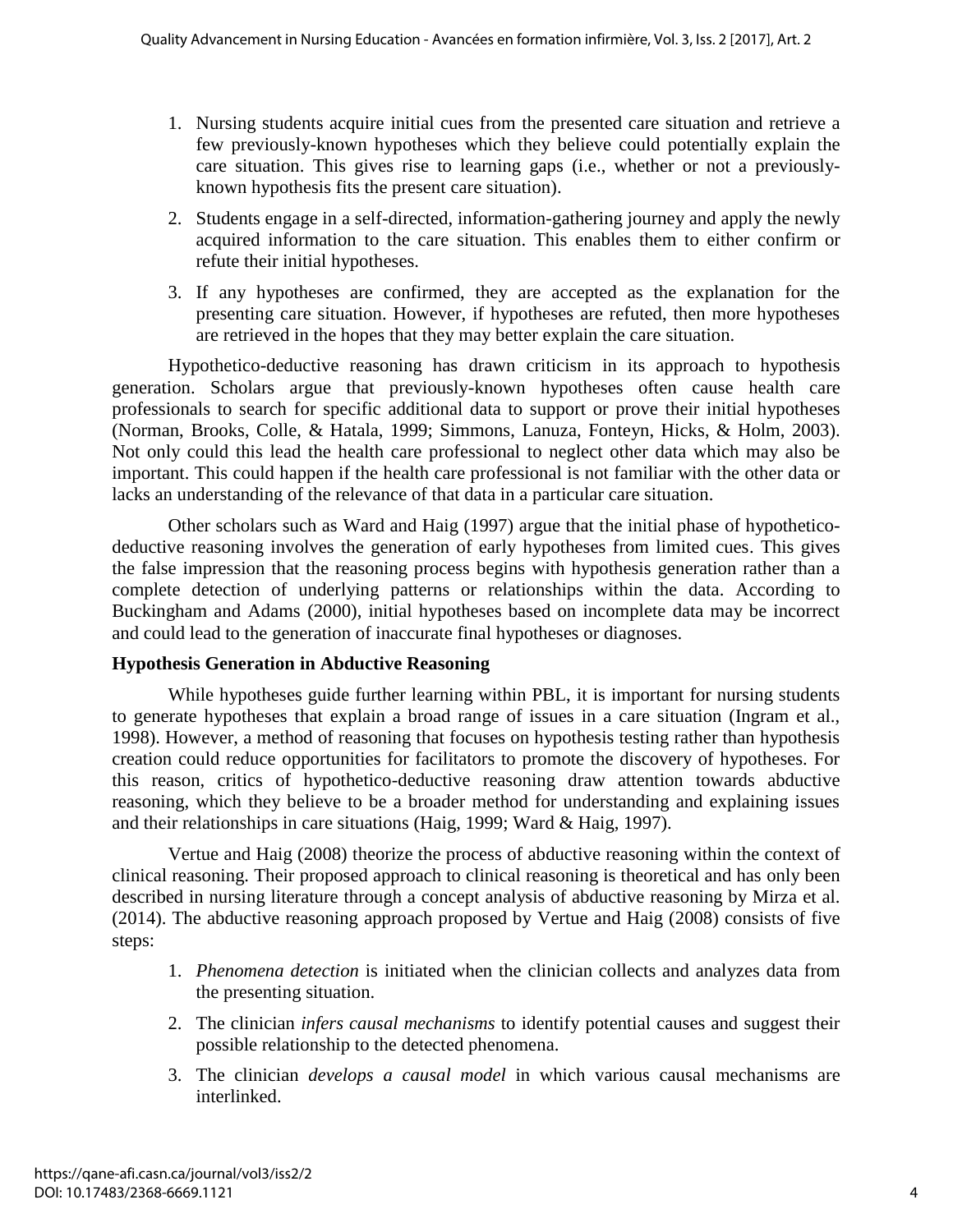1. Nursing students acquire initial cues from the presented care situation and retrieve a few previously-known hypotheses which they believe could potentially explain the care situation. This gives rise to learning gaps (i.e., whether or not a previously-known hypothesis fits the present care situation).
2. Students engage in a self-directed, information-gathering journey and apply the newly acquired information to the care situation. This enables them to either confirm or refute their initial hypotheses.
3. If any hypotheses are confirmed, they are accepted as the explanation for the presenting care situation. However, if hypotheses are refuted, then more hypotheses are retrieved in the hopes that they may better explain the care situation.

Hypothetico-deductive reasoning has drawn criticism in its approach to hypothesis generation. Scholars argue that previously-known hypotheses often cause health care professionals to search for specific additional data to support or prove their initial hypotheses (Norman, Brooks, Colle, & Hatala, 1999; Simmons, Lanuza, Fonteyn, Hicks, & Holm, 2003). Not only could this lead the health care professional to neglect other data which may also be important. This could happen if the health care professional is not familiar with the other data or lacks an understanding of the relevance of that data in a particular care situation.

Other scholars such as Ward and Haig (1997) argue that the initial phase of hypothetico-deductive reasoning involves the generation of early hypotheses from limited cues. This gives the false impression that the reasoning process begins with hypothesis generation rather than a complete detection of underlying patterns or relationships within the data. According to Buckingham and Adams (2000), initial hypotheses based on incomplete data may be incorrect and could lead to the generation of inaccurate final hypotheses or diagnoses.

**Hypothesis Generation in Abductive Reasoning**

While hypotheses guide further learning within PBL, it is important for nursing students to generate hypotheses that explain a broad range of issues in a care situation (Ingram et al., 1998). However, a method of reasoning that focuses on hypothesis testing rather than hypothesis creation could reduce opportunities for facilitators to promote the discovery of hypotheses. For this reason, critics of hypothetico-deductive reasoning draw attention towards abductive reasoning, which they believe to be a broader method for understanding and explaining issues and their relationships in care situations (Haig, 1999; Ward & Haig, 1997).

Vertue and Haig (2008) theorize the process of abductive reasoning within the context of clinical reasoning. Their proposed approach to clinical reasoning is theoretical and has only been described in nursing literature through a concept analysis of abductive reasoning by Mirza et al. (2014). The abductive reasoning approach proposed by Vertue and Haig (2008) consists of five steps:

1. *Phenomena detection* is initiated when the clinician collects and analyzes data from the presenting situation.
2. The clinician *infers causal mechanisms* to identify potential causes and suggest their possible relationship to the detected phenomena.
3. The clinician *develops a causal model* in which various causal mechanisms are interlinked.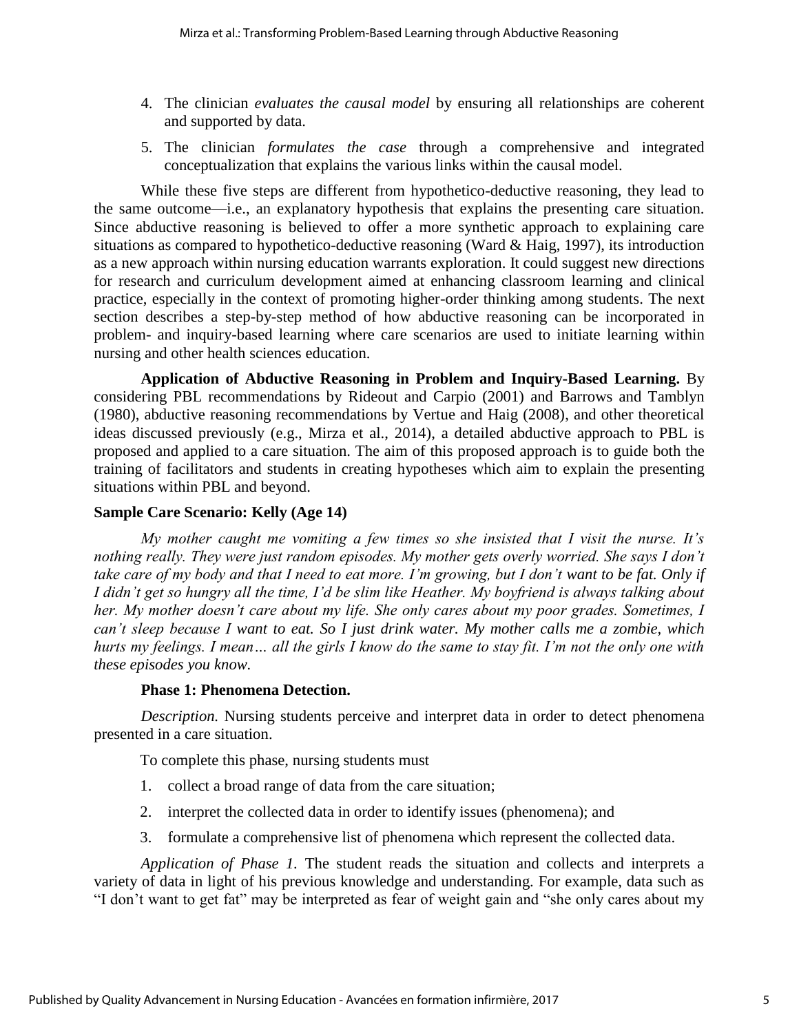4. The clinician *evaluates the causal model* by ensuring all relationships are coherent and supported by data.

5. The clinician *formulates the case* through a comprehensive and integrated conceptualization that explains the various links within the causal model.

While these five steps are different from hypothetico-deductive reasoning, they lead to the same outcome—i.e., an explanatory hypothesis that explains the presenting care situation. Since abductive reasoning is believed to offer a more synthetic approach to explaining care situations as compared to hypothetico-deductive reasoning (Ward & Haig, 1997), its introduction as a new approach within nursing education warrants exploration. It could suggest new directions for research and curriculum development aimed at enhancing classroom learning and clinical practice, especially in the context of promoting higher-order thinking among students. The next section describes a step-by-step method of how abductive reasoning can be incorporated in problem- and inquiry-based learning where care scenarios are used to initiate learning within nursing and other health sciences education.

**Application of Abductive Reasoning in Problem and Inquiry-Based Learning.** By considering PBL recommendations by Rideout and Carpio (2001) and Barrows and Tamblyn (1980), abductive reasoning recommendations by Vertue and Haig (2008), and other theoretical ideas discussed previously (e.g., Mirza et al., 2014), a detailed abductive approach to PBL is proposed and applied to a care situation. The aim of this proposed approach is to guide both the training of facilitators and students in creating hypotheses which aim to explain the presenting situations within PBL and beyond.

### Sample Care Scenario: Kelly (Age 14)

*My mother caught me vomiting a few times so she insisted that I visit the nurse. It's nothing really. They were just random episodes. My mother gets overly worried. She says I don't take care of my body and that I need to eat more. I'm growing, but I don't want to be fat. Only if I didn't get so hungry all the time, I'd be slim like Heather. My boyfriend is always talking about her. My mother doesn't care about my life. She only cares about my poor grades. Sometimes, I can't sleep because I want to eat. So I just drink water. My mother calls me a zombie, which hurts my feelings. I mean… all the girls I know do the same to stay fit. I'm not the only one with these episodes you know.*

**Phase 1: Phenomena Detection.**

*Description.* Nursing students perceive and interpret data in order to detect phenomena presented in a care situation.

To complete this phase, nursing students must

1. collect a broad range of data from the care situation;
2. interpret the collected data in order to identify issues (phenomena); and
3. formulate a comprehensive list of phenomena which represent the collected data.

*Application of Phase 1.* The student reads the situation and collects and interprets a variety of data in light of his previous knowledge and understanding. For example, data such as "I don't want to get fat" may be interpreted as fear of weight gain and "she only cares about my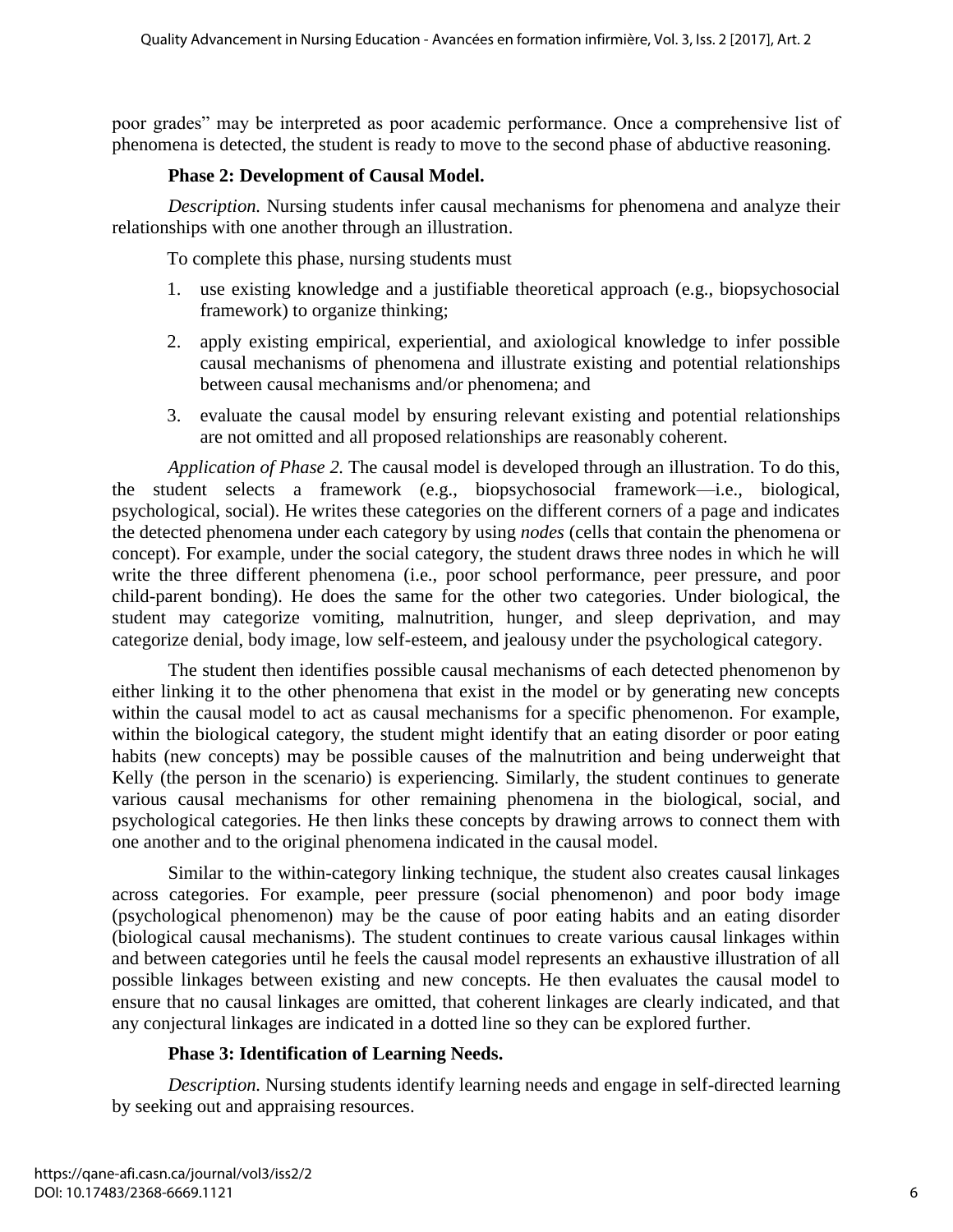poor grades” may be interpreted as poor academic performance. Once a comprehensive list of phenomena is detected, the student is ready to move to the second phase of abductive reasoning.

**Phase 2: Development of Causal Model.**

*Description.* Nursing students infer causal mechanisms for phenomena and analyze their relationships with one another through an illustration.

To complete this phase, nursing students must

1. use existing knowledge and a justifiable theoretical approach (e.g., biopsychosocial framework) to organize thinking;
2. apply existing empirical, experiential, and axiological knowledge to infer possible causal mechanisms of phenomena and illustrate existing and potential relationships between causal mechanisms and/or phenomena; and
3. evaluate the causal model by ensuring relevant existing and potential relationships are not omitted and all proposed relationships are reasonably coherent.

*Application of Phase 2.* The causal model is developed through an illustration. To do this, the student selects a framework (e.g., biopsychosocial framework—i.e., biological, psychological, social). He writes these categories on the different corners of a page and indicates the detected phenomena under each category by using *nodes* (cells that contain the phenomena or concept). For example, under the social category, the student draws three nodes in which he will write the three different phenomena (i.e., poor school performance, peer pressure, and poor child-parent bonding). He does the same for the other two categories. Under biological, the student may categorize vomiting, malnutrition, hunger, and sleep deprivation, and may categorize denial, body image, low self-esteem, and jealousy under the psychological category.

The student then identifies possible causal mechanisms of each detected phenomenon by either linking it to the other phenomena that exist in the model or by generating new concepts within the causal model to act as causal mechanisms for a specific phenomenon. For example, within the biological category, the student might identify that an eating disorder or poor eating habits (new concepts) may be possible causes of the malnutrition and being underweight that Kelly (the person in the scenario) is experiencing. Similarly, the student continues to generate various causal mechanisms for other remaining phenomena in the biological, social, and psychological categories. He then links these concepts by drawing arrows to connect them with one another and to the original phenomena indicated in the causal model.

Similar to the within-category linking technique, the student also creates causal linkages across categories. For example, peer pressure (social phenomenon) and poor body image (psychological phenomenon) may be the cause of poor eating habits and an eating disorder (biological causal mechanisms). The student continues to create various causal linkages within and between categories until he feels the causal model represents an exhaustive illustration of all possible linkages between existing and new concepts. He then evaluates the causal model to ensure that no causal linkages are omitted, that coherent linkages are clearly indicated, and that any conjectural linkages are indicated in a dotted line so they can be explored further.

**Phase 3: Identification of Learning Needs.**

*Description.* Nursing students identify learning needs and engage in self-directed learning by seeking out and appraising resources.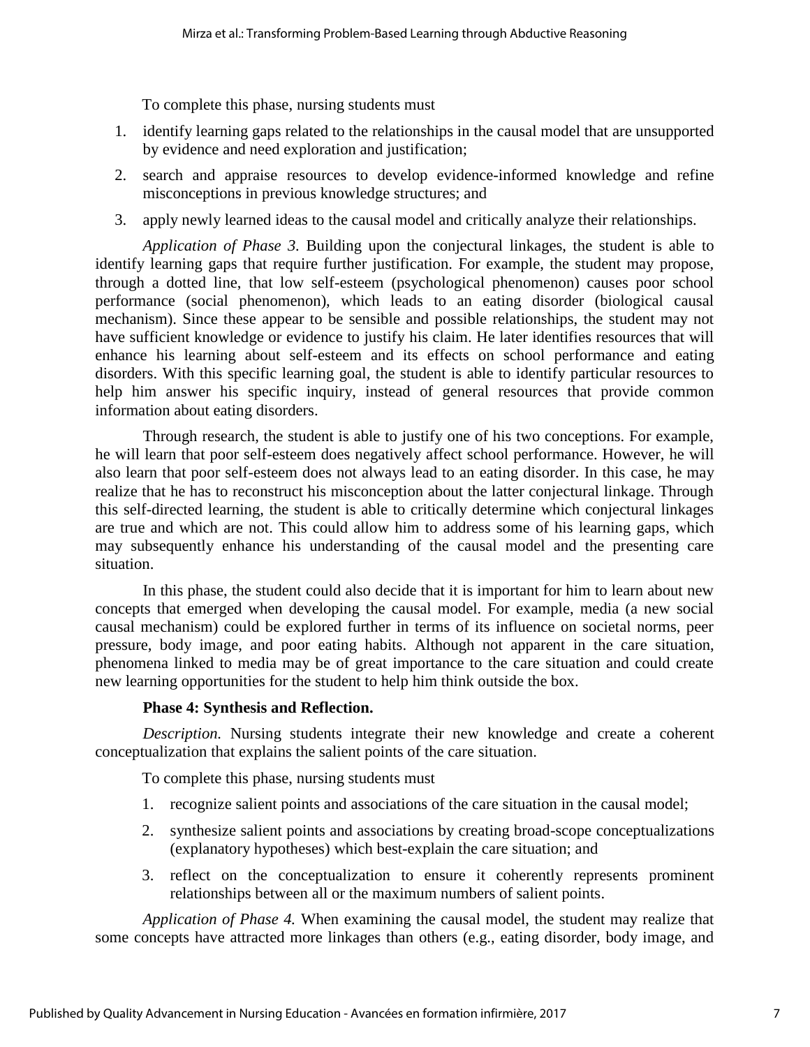To complete this phase, nursing students must

1. identify learning gaps related to the relationships in the causal model that are unsupported by evidence and need exploration and justification;
2. search and appraise resources to develop evidence-informed knowledge and refine misconceptions in previous knowledge structures; and
3. apply newly learned ideas to the causal model and critically analyze their relationships.

*Application of Phase 3.* Building upon the conjectural linkages, the student is able to identify learning gaps that require further justification. For example, the student may propose, through a dotted line, that low self-esteem (psychological phenomenon) causes poor school performance (social phenomenon), which leads to an eating disorder (biological causal mechanism). Since these appear to be sensible and possible relationships, the student may not have sufficient knowledge or evidence to justify his claim. He later identifies resources that will enhance his learning about self-esteem and its effects on school performance and eating disorders. With this specific learning goal, the student is able to identify particular resources to help him answer his specific inquiry, instead of general resources that provide common information about eating disorders.

Through research, the student is able to justify one of his two conceptions. For example, he will learn that poor self-esteem does negatively affect school performance. However, he will also learn that poor self-esteem does not always lead to an eating disorder. In this case, he may realize that he has to reconstruct his misconception about the latter conjectural linkage. Through this self-directed learning, the student is able to critically determine which conjectural linkages are true and which are not. This could allow him to address some of his learning gaps, which may subsequently enhance his understanding of the causal model and the presenting care situation.

In this phase, the student could also decide that it is important for him to learn about new concepts that emerged when developing the causal model. For example, media (a new social causal mechanism) could be explored further in terms of its influence on societal norms, peer pressure, body image, and poor eating habits. Although not apparent in the care situation, phenomena linked to media may be of great importance to the care situation and could create new learning opportunities for the student to help him think outside the box.

**Phase 4: Synthesis and Reflection.**

*Description.* Nursing students integrate their new knowledge and create a coherent conceptualization that explains the salient points of the care situation.

To complete this phase, nursing students must

1. recognize salient points and associations of the care situation in the causal model;
2. synthesize salient points and associations by creating broad-scope conceptualizations (explanatory hypotheses) which best-explain the care situation; and
3. reflect on the conceptualization to ensure it coherently represents prominent relationships between all or the maximum numbers of salient points.

*Application of Phase 4.* When examining the causal model, the student may realize that some concepts have attracted more linkages than others (e.g., eating disorder, body image, and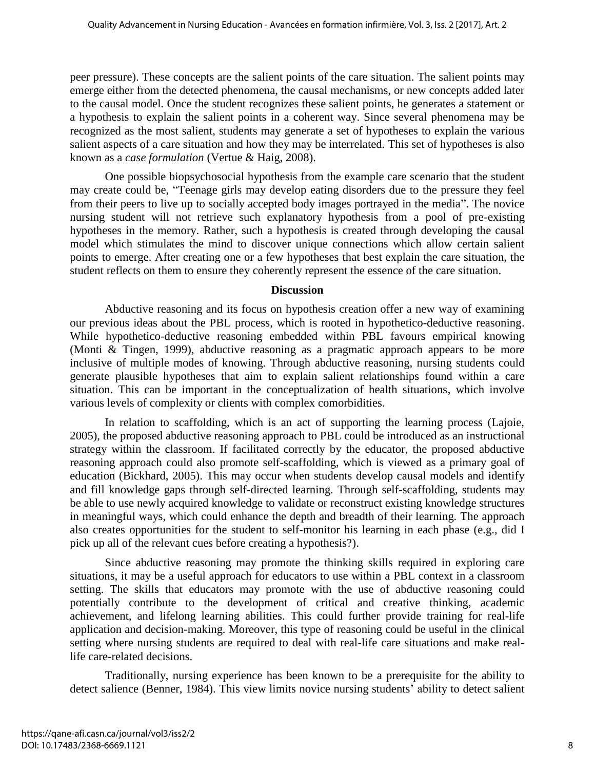peer pressure). These concepts are the salient points of the care situation. The salient points may emerge either from the detected phenomena, the causal mechanisms, or new concepts added later to the causal model. Once the student recognizes these salient points, he generates a statement or a hypothesis to explain the salient points in a coherent way. Since several phenomena may be recognized as the most salient, students may generate a set of hypotheses to explain the various salient aspects of a care situation and how they may be interrelated. This set of hypotheses is also known as a *case formulation* (Vertue & Haig, 2008).

One possible biopsychosocial hypothesis from the example care scenario that the student may create could be, "Teenage girls may develop eating disorders due to the pressure they feel from their peers to live up to socially accepted body images portrayed in the media". The novice nursing student will not retrieve such explanatory hypothesis from a pool of pre-existing hypotheses in the memory. Rather, such a hypothesis is created through developing the causal model which stimulates the mind to discover unique connections which allow certain salient points to emerge. After creating one or a few hypotheses that best explain the care situation, the student reflects on them to ensure they coherently represent the essence of the care situation.

## Discussion

Abductive reasoning and its focus on hypothesis creation offer a new way of examining our previous ideas about the PBL process, which is rooted in hypothetico-deductive reasoning. While hypothetico-deductive reasoning embedded within PBL favours empirical knowing (Monti & Tingen, 1999), abductive reasoning as a pragmatic approach appears to be more inclusive of multiple modes of knowing. Through abductive reasoning, nursing students could generate plausible hypotheses that aim to explain salient relationships found within a care situation. This can be important in the conceptualization of health situations, which involve various levels of complexity or clients with complex comorbidities.

In relation to scaffolding, which is an act of supporting the learning process (Lajoie, 2005), the proposed abductive reasoning approach to PBL could be introduced as an instructional strategy within the classroom. If facilitated correctly by the educator, the proposed abductive reasoning approach could also promote self-scaffolding, which is viewed as a primary goal of education (Bickhard, 2005). This may occur when students develop causal models and identify and fill knowledge gaps through self-directed learning. Through self-scaffolding, students may be able to use newly acquired knowledge to validate or reconstruct existing knowledge structures in meaningful ways, which could enhance the depth and breadth of their learning. The approach also creates opportunities for the student to self-monitor his learning in each phase (e.g., did I pick up all of the relevant cues before creating a hypothesis?).

Since abductive reasoning may promote the thinking skills required in exploring care situations, it may be a useful approach for educators to use within a PBL context in a classroom setting. The skills that educators may promote with the use of abductive reasoning could potentially contribute to the development of critical and creative thinking, academic achievement, and lifelong learning abilities. This could further provide training for real-life application and decision-making. Moreover, this type of reasoning could be useful in the clinical setting where nursing students are required to deal with real-life care situations and make real-life care-related decisions.

Traditionally, nursing experience has been known to be a prerequisite for the ability to detect salience (Benner, 1984). This view limits novice nursing students' ability to detect salient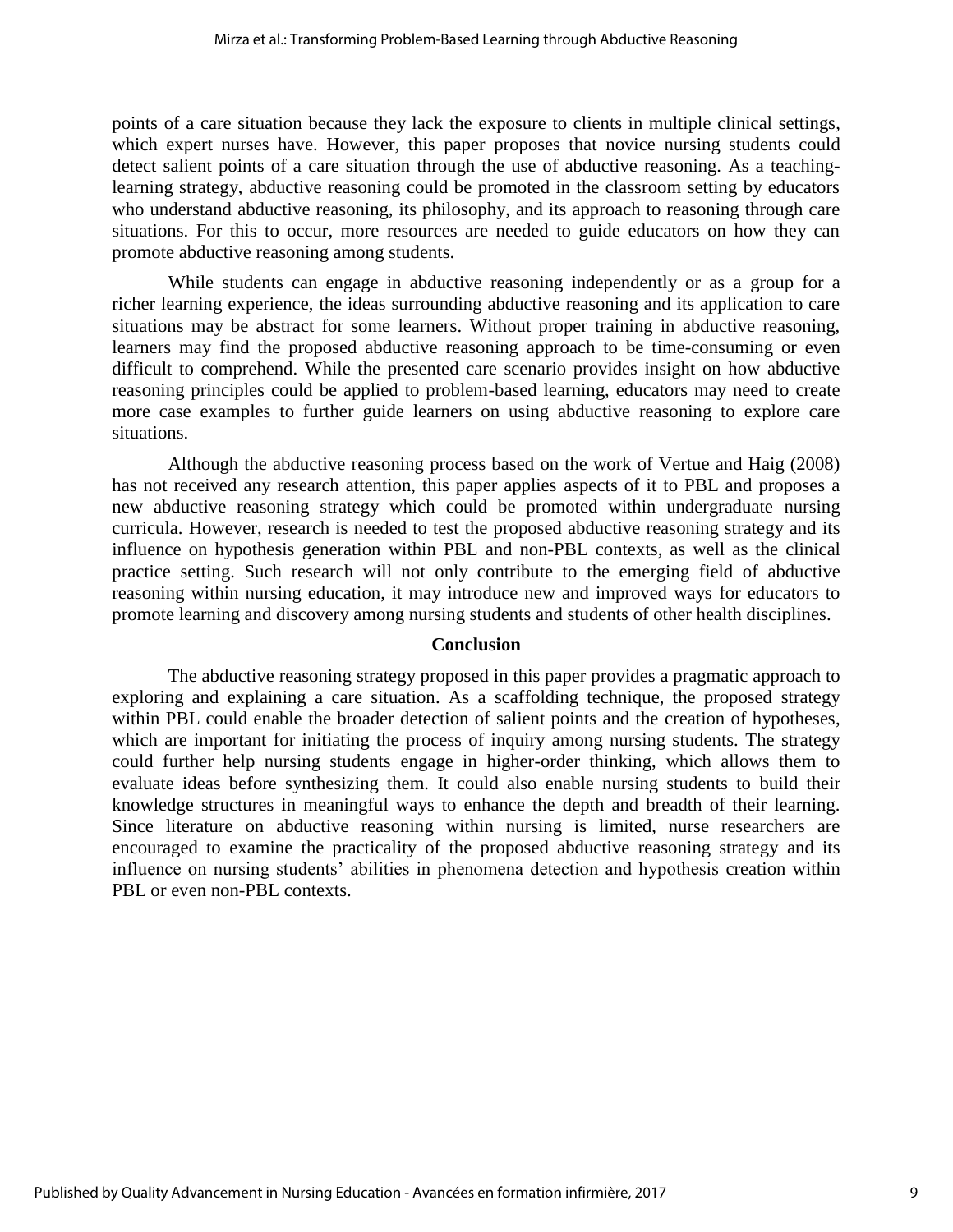points of a care situation because they lack the exposure to clients in multiple clinical settings, which expert nurses have. However, this paper proposes that novice nursing students could detect salient points of a care situation through the use of abductive reasoning. As a teaching-learning strategy, abductive reasoning could be promoted in the classroom setting by educators who understand abductive reasoning, its philosophy, and its approach to reasoning through care situations. For this to occur, more resources are needed to guide educators on how they can promote abductive reasoning among students.

While students can engage in abductive reasoning independently or as a group for a richer learning experience, the ideas surrounding abductive reasoning and its application to care situations may be abstract for some learners. Without proper training in abductive reasoning, learners may find the proposed abductive reasoning approach to be time-consuming or even difficult to comprehend. While the presented care scenario provides insight on how abductive reasoning principles could be applied to problem-based learning, educators may need to create more case examples to further guide learners on using abductive reasoning to explore care situations.

Although the abductive reasoning process based on the work of Vertue and Haig (2008) has not received any research attention, this paper applies aspects of it to PBL and proposes a new abductive reasoning strategy which could be promoted within undergraduate nursing curricula. However, research is needed to test the proposed abductive reasoning strategy and its influence on hypothesis generation within PBL and non-PBL contexts, as well as the clinical practice setting. Such research will not only contribute to the emerging field of abductive reasoning within nursing education, it may introduce new and improved ways for educators to promote learning and discovery among nursing students and students of other health disciplines.

## Conclusion

The abductive reasoning strategy proposed in this paper provides a pragmatic approach to exploring and explaining a care situation. As a scaffolding technique, the proposed strategy within PBL could enable the broader detection of salient points and the creation of hypotheses, which are important for initiating the process of inquiry among nursing students. The strategy could further help nursing students engage in higher-order thinking, which allows them to evaluate ideas before synthesizing them. It could also enable nursing students to build their knowledge structures in meaningful ways to enhance the depth and breadth of their learning. Since literature on abductive reasoning within nursing is limited, nurse researchers are encouraged to examine the practicality of the proposed abductive reasoning strategy and its influence on nursing students' abilities in phenomena detection and hypothesis creation within PBL or even non-PBL contexts.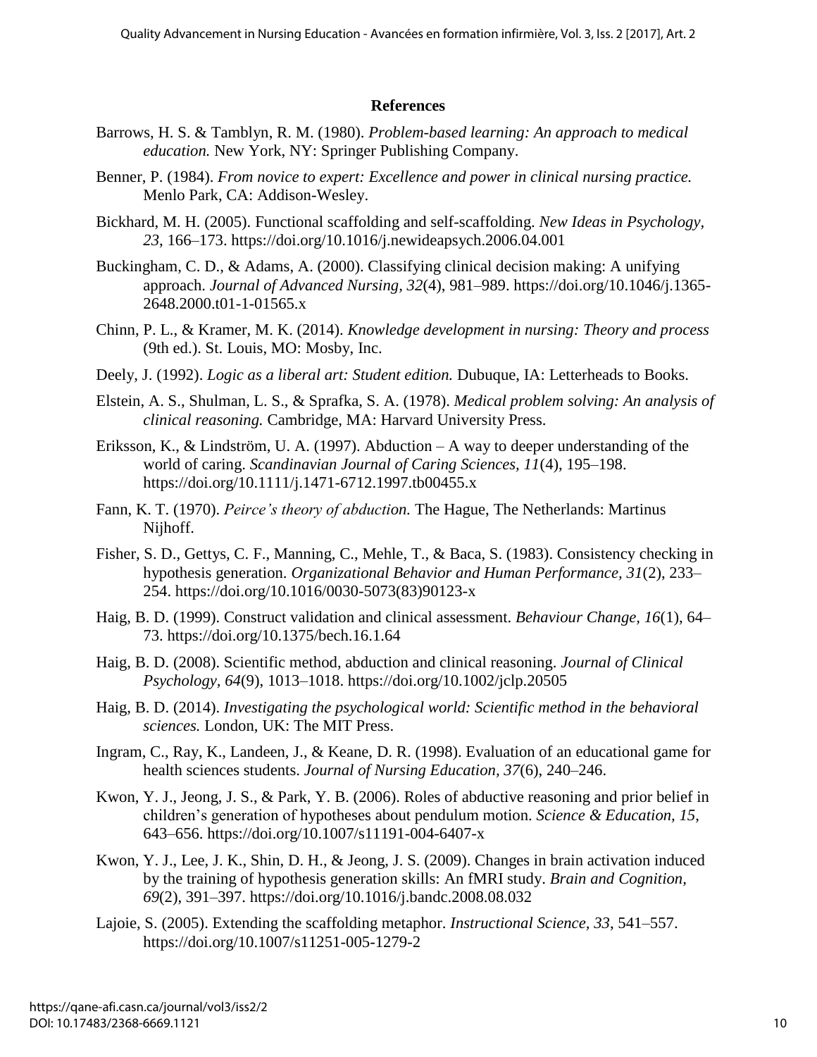## References

Barrows, H. S. & Tamblyn, R. M. (1980). *Problem-based learning: An approach to medical education.* New York, NY: Springer Publishing Company.

Benner, P. (1984). *From novice to expert: Excellence and power in clinical nursing practice.* Menlo Park, CA: Addison-Wesley.

Bickhard, M. H. (2005). Functional scaffolding and self-scaffolding. *New Ideas in Psychology, 23*, 166–173. https://doi.org/10.1016/j.newideapsych.2006.04.001

Buckingham, C. D., & Adams, A. (2000). Classifying clinical decision making: A unifying approach. *Journal of Advanced Nursing, 32*(4), 981–989. https://doi.org/10.1046/j.1365-2648.2000.t01-1-01565.x

Chinn, P. L., & Kramer, M. K. (2014). *Knowledge development in nursing: Theory and process* (9th ed.). St. Louis, MO: Mosby, Inc.

Deely, J. (1992). *Logic as a liberal art: Student edition.* Dubuque, IA: Letterheads to Books.

Elstein, A. S., Shulman, L. S., & Sprafka, S. A. (1978). *Medical problem solving: An analysis of clinical reasoning.* Cambridge, MA: Harvard University Press.

Eriksson, K., & Lindström, U. A. (1997). Abduction – A way to deeper understanding of the world of caring. *Scandinavian Journal of Caring Sciences, 11*(4), 195–198. https://doi.org/10.1111/j.1471-6712.1997.tb00455.x

Fann, K. T. (1970). *Peirce's theory of abduction.* The Hague, The Netherlands: Martinus Nijhoff.

Fisher, S. D., Gettys, C. F., Manning, C., Mehle, T., & Baca, S. (1983). Consistency checking in hypothesis generation. *Organizational Behavior and Human Performance, 31*(2), 233–254. https://doi.org/10.1016/0030-5073(83)90123-x

Haig, B. D. (1999). Construct validation and clinical assessment. *Behaviour Change, 16*(1), 64–73. https://doi.org/10.1375/bech.16.1.64

Haig, B. D. (2008). Scientific method, abduction and clinical reasoning. *Journal of Clinical Psychology, 64*(9), 1013–1018. https://doi.org/10.1002/jclp.20505

Haig, B. D. (2014). *Investigating the psychological world: Scientific method in the behavioral sciences.* London, UK: The MIT Press.

Ingram, C., Ray, K., Landeen, J., & Keane, D. R. (1998). Evaluation of an educational game for health sciences students. *Journal of Nursing Education, 37*(6), 240–246.

Kwon, Y. J., Jeong, J. S., & Park, Y. B. (2006). Roles of abductive reasoning and prior belief in children's generation of hypotheses about pendulum motion. *Science & Education, 15*, 643–656. https://doi.org/10.1007/s11191-004-6407-x

Kwon, Y. J., Lee, J. K., Shin, D. H., & Jeong, J. S. (2009). Changes in brain activation induced by the training of hypothesis generation skills: An fMRI study. *Brain and Cognition, 69*(2), 391–397. https://doi.org/10.1016/j.bandc.2008.08.032

Lajoie, S. (2005). Extending the scaffolding metaphor. *Instructional Science, 33*, 541–557. https://doi.org/10.1007/s11251-005-1279-2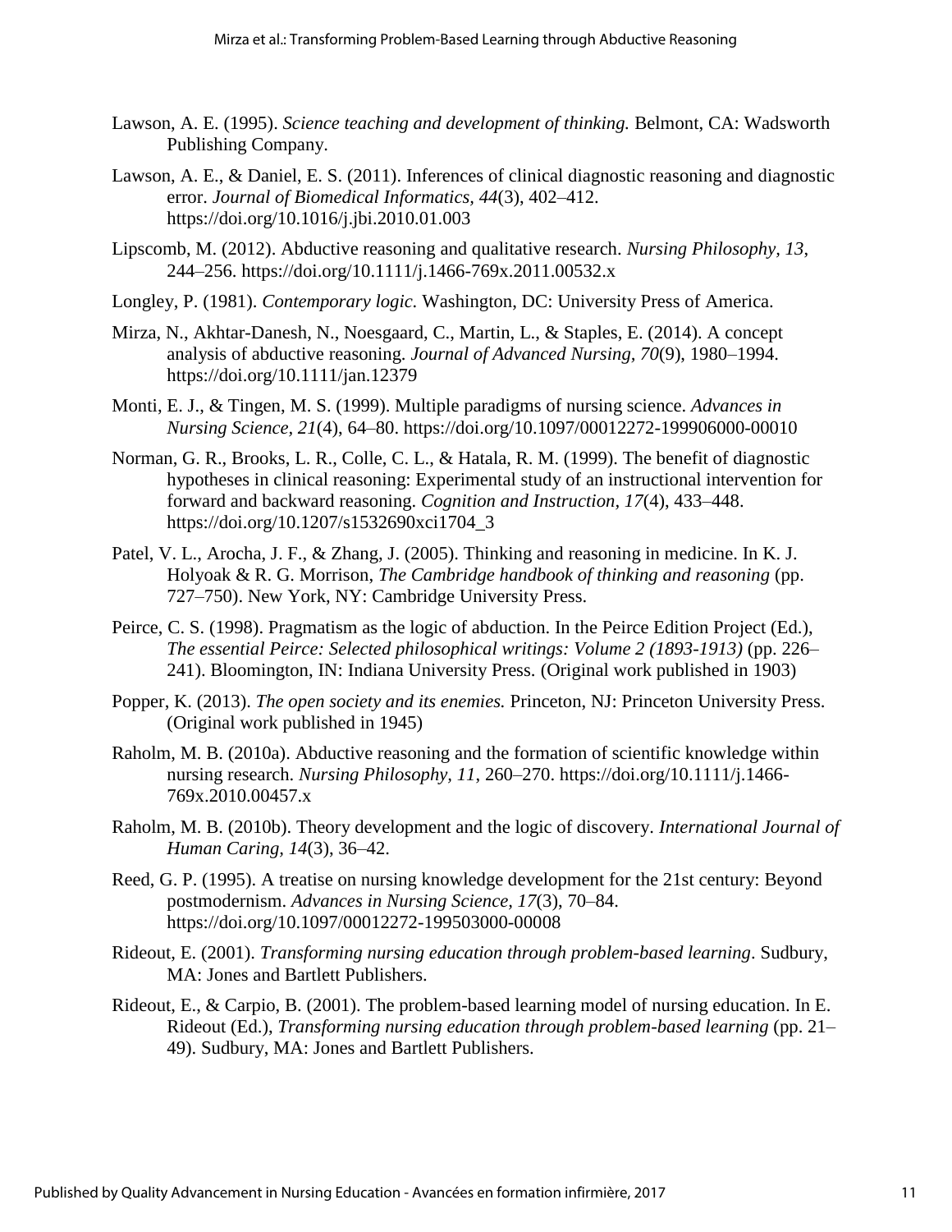Lawson, A. E. (1995). *Science teaching and development of thinking.* Belmont, CA: Wadsworth Publishing Company.

Lawson, A. E., & Daniel, E. S. (2011). Inferences of clinical diagnostic reasoning and diagnostic error. *Journal of Biomedical Informatics, 44*(3), 402–412. https://doi.org/10.1016/j.jbi.2010.01.003

Lipscomb, M. (2012). Abductive reasoning and qualitative research. *Nursing Philosophy, 13*, 244–256. https://doi.org/10.1111/j.1466-769x.2011.00532.x

Longley, P. (1981). *Contemporary logic.* Washington, DC: University Press of America.

Mirza, N., Akhtar-Danesh, N., Noesgaard, C., Martin, L., & Staples, E. (2014). A concept analysis of abductive reasoning. *Journal of Advanced Nursing, 70*(9), 1980–1994. https://doi.org/10.1111/jan.12379

Monti, E. J., & Tingen, M. S. (1999). Multiple paradigms of nursing science. *Advances in Nursing Science, 21*(4), 64–80. https://doi.org/10.1097/00012272-199906000-00010

Norman, G. R., Brooks, L. R., Colle, C. L., & Hatala, R. M. (1999). The benefit of diagnostic hypotheses in clinical reasoning: Experimental study of an instructional intervention for forward and backward reasoning. *Cognition and Instruction, 17*(4), 433–448. https://doi.org/10.1207/s1532690xci1704_3

Patel, V. L., Arocha, J. F., & Zhang, J. (2005). Thinking and reasoning in medicine. In K. J. Holyoak & R. G. Morrison, *The Cambridge handbook of thinking and reasoning* (pp. 727–750). New York, NY: Cambridge University Press.

Peirce, C. S. (1998). Pragmatism as the logic of abduction. In the Peirce Edition Project (Ed.), *The essential Peirce: Selected philosophical writings: Volume 2 (1893-1913)* (pp. 226–241). Bloomington, IN: Indiana University Press. (Original work published in 1903)

Popper, K. (2013). *The open society and its enemies.* Princeton, NJ: Princeton University Press. (Original work published in 1945)

Raholm, M. B. (2010a). Abductive reasoning and the formation of scientific knowledge within nursing research. *Nursing Philosophy, 11*, 260–270. https://doi.org/10.1111/j.1466-769x.2010.00457.x

Raholm, M. B. (2010b). Theory development and the logic of discovery. *International Journal of Human Caring, 14*(3), 36–42.

Reed, G. P. (1995). A treatise on nursing knowledge development for the 21st century: Beyond postmodernism. *Advances in Nursing Science, 17*(3), 70–84. https://doi.org/10.1097/00012272-199503000-00008

Rideout, E. (2001). *Transforming nursing education through problem-based learning*. Sudbury, MA: Jones and Bartlett Publishers.

Rideout, E., & Carpio, B. (2001). The problem-based learning model of nursing education. In E. Rideout (Ed.), *Transforming nursing education through problem-based learning* (pp. 21–49). Sudbury, MA: Jones and Bartlett Publishers.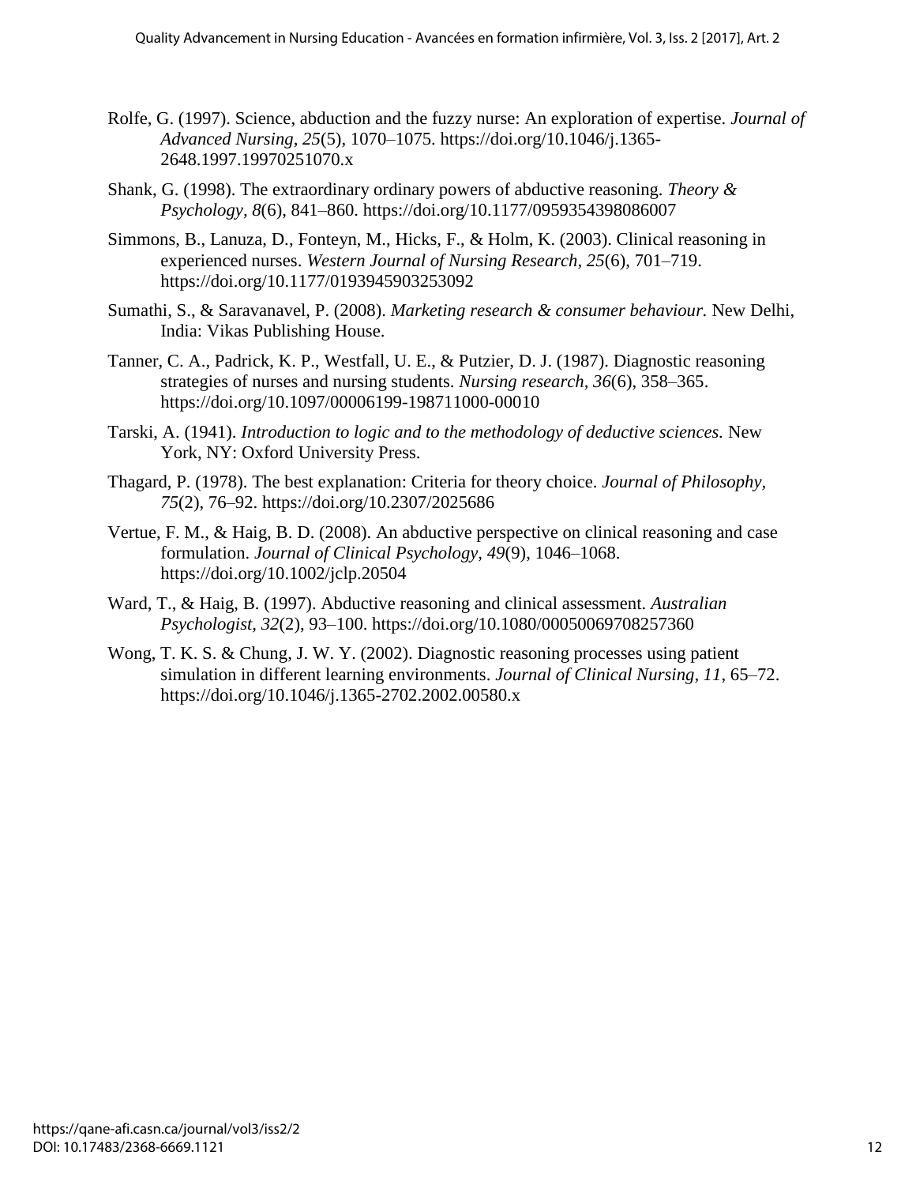Rolfe, G. (1997). Science, abduction and the fuzzy nurse: An exploration of expertise. *Journal of Advanced Nursing, 25*(5), 1070–1075. https://doi.org/10.1046/j.1365-2648.1997.19970251070.x

Shank, G. (1998). The extraordinary ordinary powers of abductive reasoning. *Theory & Psychology, 8*(6), 841–860. https://doi.org/10.1177/0959354398086007

Simmons, B., Lanuza, D., Fonteyn, M., Hicks, F., & Holm, K. (2003). Clinical reasoning in experienced nurses. *Western Journal of Nursing Research, 25*(6), 701–719. https://doi.org/10.1177/0193945903253092

Sumathi, S., & Saravanavel, P. (2008). *Marketing research & consumer behaviour.* New Delhi, India: Vikas Publishing House.

Tanner, C. A., Padrick, K. P., Westfall, U. E., & Putzier, D. J. (1987). Diagnostic reasoning strategies of nurses and nursing students. *Nursing research, 36*(6), 358–365. https://doi.org/10.1097/00006199-198711000-00010

Tarski, A. (1941). *Introduction to logic and to the methodology of deductive sciences.* New York, NY: Oxford University Press.

Thagard, P. (1978). The best explanation: Criteria for theory choice. *Journal of Philosophy, 75*(2), 76–92. https://doi.org/10.2307/2025686

Vertue, F. M., & Haig, B. D. (2008). An abductive perspective on clinical reasoning and case formulation. *Journal of Clinical Psychology, 49*(9), 1046–1068. https://doi.org/10.1002/jclp.20504

Ward, T., & Haig, B. (1997). Abductive reasoning and clinical assessment. *Australian Psychologist, 32*(2), 93–100. https://doi.org/10.1080/00050069708257360

Wong, T. K. S. & Chung, J. W. Y. (2002). Diagnostic reasoning processes using patient simulation in different learning environments. *Journal of Clinical Nursing, 11*, 65–72. https://doi.org/10.1046/j.1365-2702.2002.00580.x